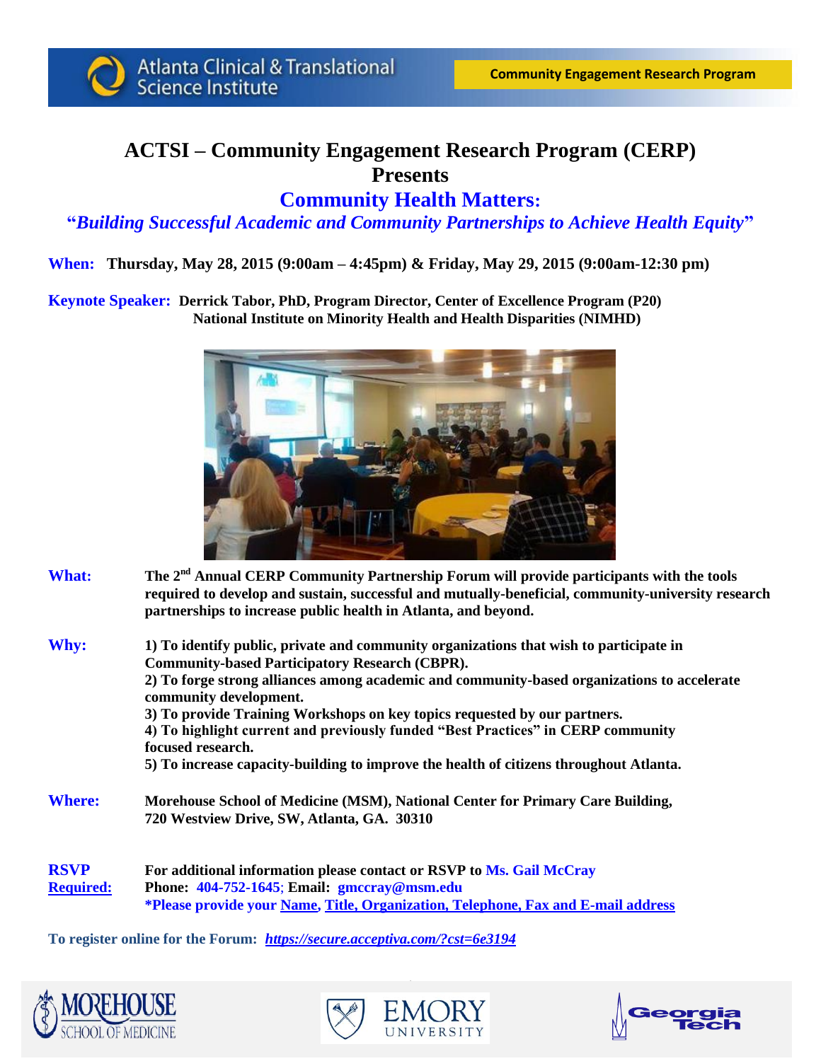Atlanta Clinical & Translational Science Institute

**Community Engagement Research Program**

# ACTSI – Community Engagement Research Program (CERP) Presents

## Community Health Matters:

### "*Building Successful Academic and Community Partnerships to Achieve Health Equity*"

**When:** **Thursday, May 28, 2015 (9:00am – 4:45pm) & Friday, May 29, 2015 (9:00am-12:30 pm)**

**Keynote Speaker:** **Derrick Tabor, PhD, Program Director, Center of Excellence Program (P20) National Institute on Minority Health and Health Disparities (NIMHD)**

**What:** **The 2nd Annual CERP Community Partnership Forum will provide participants with the tools required to develop and sustain, successful and mutually-beneficial, community-university research partnerships to increase public health in Atlanta, and beyond.**

**Why:**

**1) To identify public, private and community organizations that wish to participate in Community-based Participatory Research (CBPR).**
**2) To forge strong alliances among academic and community-based organizations to accelerate community development.**
**3) To provide Training Workshops on key topics requested by our partners.**
**4) To highlight current and previously funded "Best Practices" in CERP community focused research.**
**5) To increase capacity-building to improve the health of citizens throughout Atlanta.**

**Where:** **Morehouse School of Medicine (MSM), National Center for Primary Care Building, 720 Westview Drive, SW, Atlanta, GA. 30310**

**RSVP Required:** **For additional information please contact or RSVP to Ms. Gail McCray**
**Phone: 404-752-1645; Email: gmccray@msm.edu**
**\*Please provide your Name, Title, Organization, Telephone, Fax and E-mail address**

**To register online for the Forum:** ***https://secure.acceptiva.com/?cst=6e3194***

Morehouse School of Medicine | Emory University | Georgia Tech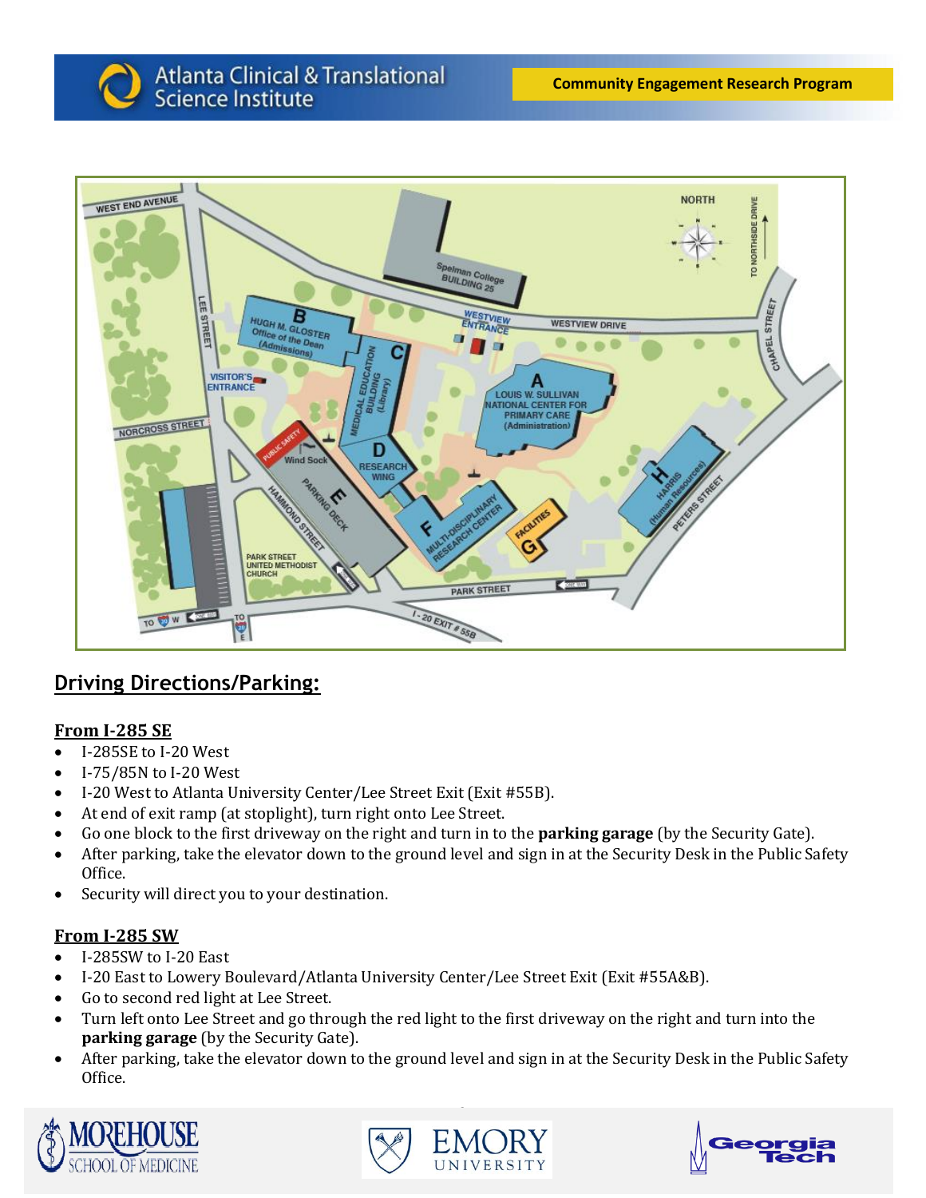## Driving Directions/Parking:

### From I-285 SE

- I-285SE to I-20 West
- I-75/85N to I-20 West
- I-20 West to Atlanta University Center/Lee Street Exit (Exit #55B).
- At end of exit ramp (at stoplight), turn right onto Lee Street.
- Go one block to the first driveway on the right and turn in to the **parking garage** (by the Security Gate).
- After parking, take the elevator down to the ground level and sign in at the Security Desk in the Public Safety Office.
- Security will direct you to your destination.

### From I-285 SW

- I-285SW to I-20 East
- I-20 East to Lowery Boulevard/Atlanta University Center/Lee Street Exit (Exit #55A&B).
- Go to second red light at Lee Street.
- Turn left onto Lee Street and go through the red light to the first driveway on the right and turn into the **parking garage** (by the Security Gate).
- After parking, take the elevator down to the ground level and sign in at the Security Desk in the Public Safety Office.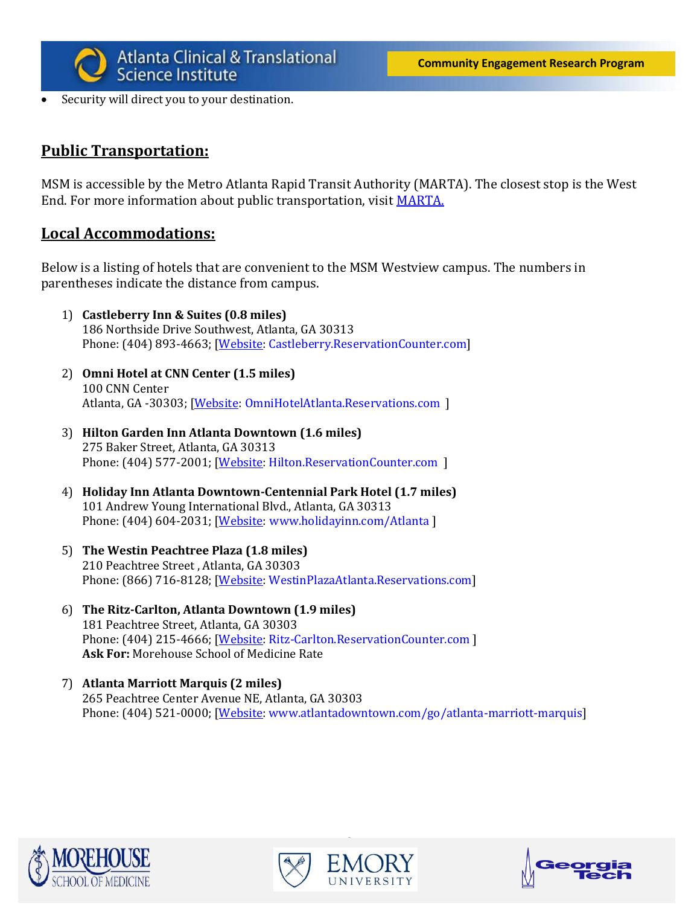- Security will direct you to your destination.

## Public Transportation:

MSM is accessible by the Metro Atlanta Rapid Transit Authority (MARTA). The closest stop is the West End. For more information about public transportation, visit MARTA.

## Local Accommodations:

Below is a listing of hotels that are convenient to the MSM Westview campus. The numbers in parentheses indicate the distance from campus.

1) **Castleberry Inn & Suites (0.8 miles)**
   186 Northside Drive Southwest, Atlanta, GA 30313
   Phone: (404) 893-4663; [Website: Castleberry.ReservationCounter.com]

2) **Omni Hotel at CNN Center (1.5 miles)**
   100 CNN Center
   Atlanta, GA -30303; [Website: OmniHotelAtlanta.Reservations.com ]

3) **Hilton Garden Inn Atlanta Downtown (1.6 miles)**
   275 Baker Street, Atlanta, GA 30313
   Phone: (404) 577-2001; [Website: Hilton.ReservationCounter.com ]

4) **Holiday Inn Atlanta Downtown-Centennial Park Hotel (1.7 miles)**
   101 Andrew Young International Blvd., Atlanta, GA 30313
   Phone: (404) 604-2031; [Website: www.holidayinn.com/Atlanta ]

5) **The Westin Peachtree Plaza (1.8 miles)**
   210 Peachtree Street , Atlanta, GA 30303
   Phone: (866) 716-8128; [Website: WestinPlazaAtlanta.Reservations.com]

6) **The Ritz-Carlton, Atlanta Downtown (1.9 miles)**
   181 Peachtree Street, Atlanta, GA 30303
   Phone: (404) 215-4666; [Website: Ritz-Carlton.ReservationCounter.com ]
   **Ask For:** Morehouse School of Medicine Rate

7) **Atlanta Marriott Marquis (2 miles)**
   265 Peachtree Center Avenue NE, Atlanta, GA 30303
   Phone: (404) 521-0000; [Website: www.atlantadowntown.com/go/atlanta-marriott-marquis]